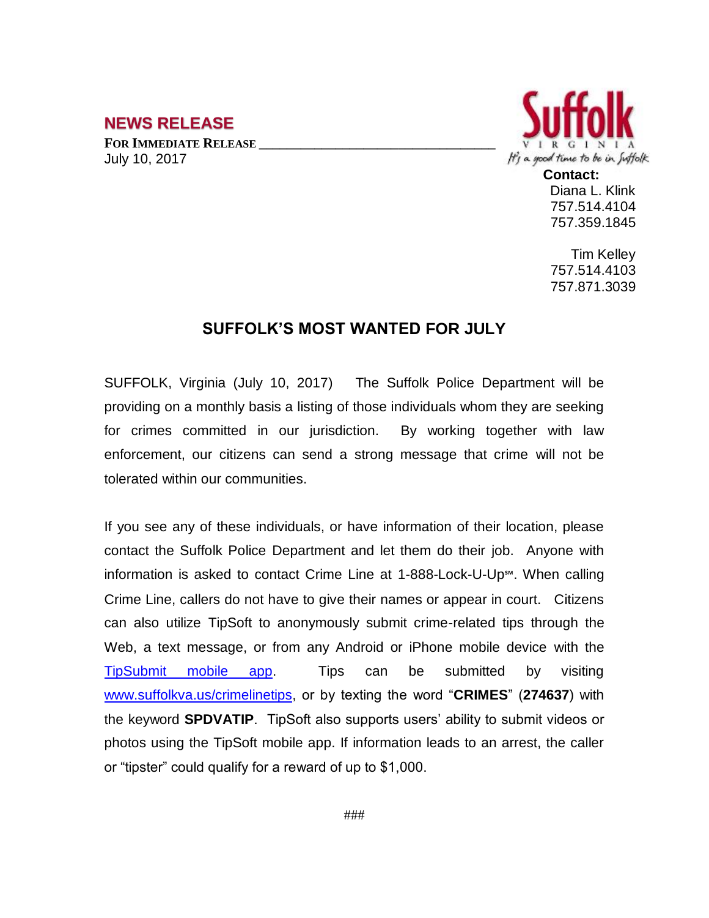## NEWS RELEASE

**FOR IMMEDIATE RELEASE**

July 10, 2017

Suffolk VIRGINIA

*It's a good time to be in Suffolk*

**Contact:**
Diana L. Klink
757.514.4104
757.359.1845

Tim Kelley
757.514.4103
757.871.3039

# SUFFOLK'S MOST WANTED FOR JULY

SUFFOLK, Virginia (July 10, 2017) The Suffolk Police Department will be providing on a monthly basis a listing of those individuals whom they are seeking for crimes committed in our jurisdiction. By working together with law enforcement, our citizens can send a strong message that crime will not be tolerated within our communities.

If you see any of these individuals, or have information of their location, please contact the Suffolk Police Department and let them do their job. Anyone with information is asked to contact Crime Line at 1-888-Lock-U-Up℠. When calling Crime Line, callers do not have to give their names or appear in court. Citizens can also utilize TipSoft to anonymously submit crime-related tips through the Web, a text message, or from any Android or iPhone mobile device with the [TipSubmit mobile app](TipSubmit mobile app). Tips can be submitted by visiting [www.suffolkva.us/crimelinetips](www.suffolkva.us/crimelinetips), or by texting the word "**CRIMES**" (**274637**) with the keyword **SPDVATIP**. TipSoft also supports users' ability to submit videos or photos using the TipSoft mobile app. If information leads to an arrest, the caller or "tipster" could qualify for a reward of up to $1,000.

###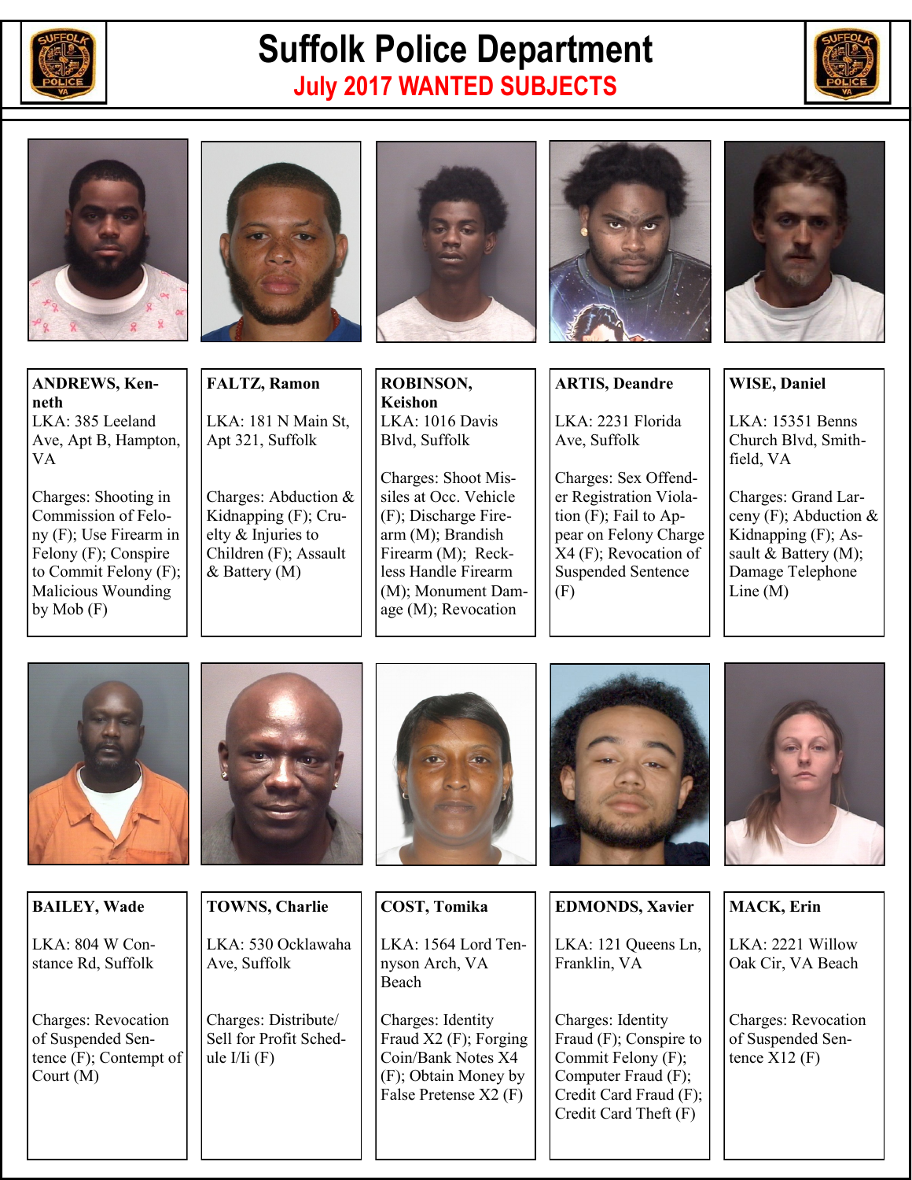# Suffolk Police Department

## July 2017 WANTED SUBJECTS

**ANDREWS, Kenneth**
LKA: 385 Leeland Ave, Apt B, Hampton, VA

Charges: Shooting in Commission of Felony (F); Use Firearm in Felony (F); Conspire to Commit Felony (F); Malicious Wounding by Mob (F)

**FALTZ, Ramon**
LKA: 181 N Main St, Apt 321, Suffolk

Charges: Abduction & Kidnapping (F); Cruelty & Injuries to Children (F); Assault & Battery (M)

**ROBINSON, Keishon**
LKA: 1016 Davis Blvd, Suffolk

Charges: Shoot Missiles at Occ. Vehicle (F); Discharge Firearm (M); Brandish Firearm (M); Reckless Handle Firearm (M); Monument Damage (M); Revocation

**ARTIS, Deandre**
LKA: 2231 Florida Ave, Suffolk

Charges: Sex Offender Registration Violation (F); Fail to Appear on Felony Charge X4 (F); Revocation of Suspended Sentence (F)

**WISE, Daniel**
LKA: 15351 Benns Church Blvd, Smithfield, VA

Charges: Grand Larceny (F); Abduction & Kidnapping (F); Assault & Battery (M); Damage Telephone Line (M)

**BAILEY, Wade**
LKA: 804 W Constance Rd, Suffolk

Charges: Revocation of Suspended Sentence (F); Contempt of Court (M)

**TOWNS, Charlie**
LKA: 530 Ocklawaha Ave, Suffolk

Charges: Distribute/Sell for Profit Schedule I/Ii (F)

**COST, Tomika**
LKA: 1564 Lord Tennyson Arch, VA Beach

Charges: Identity Fraud X2 (F); Forging Coin/Bank Notes X4 (F); Obtain Money by False Pretense X2 (F)

**EDMONDS, Xavier**
LKA: 121 Queens Ln, Franklin, VA

Charges: Identity Fraud (F); Conspire to Commit Felony (F); Computer Fraud (F); Credit Card Fraud (F); Credit Card Theft (F)

**MACK, Erin**
LKA: 2221 Willow Oak Cir, VA Beach

Charges: Revocation of Suspended Sentence X12 (F)